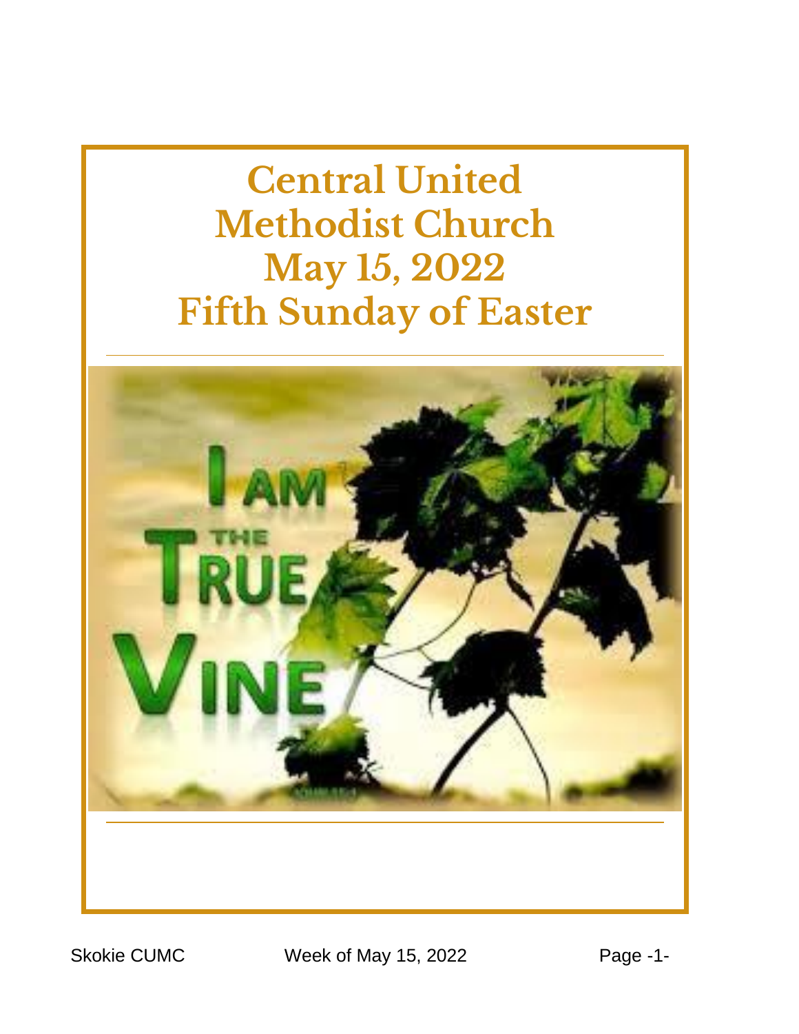# Central United Methodist Church
# May 15, 2022
# Fifth Sunday of Easter

---

I AM THE TRUE VINE

---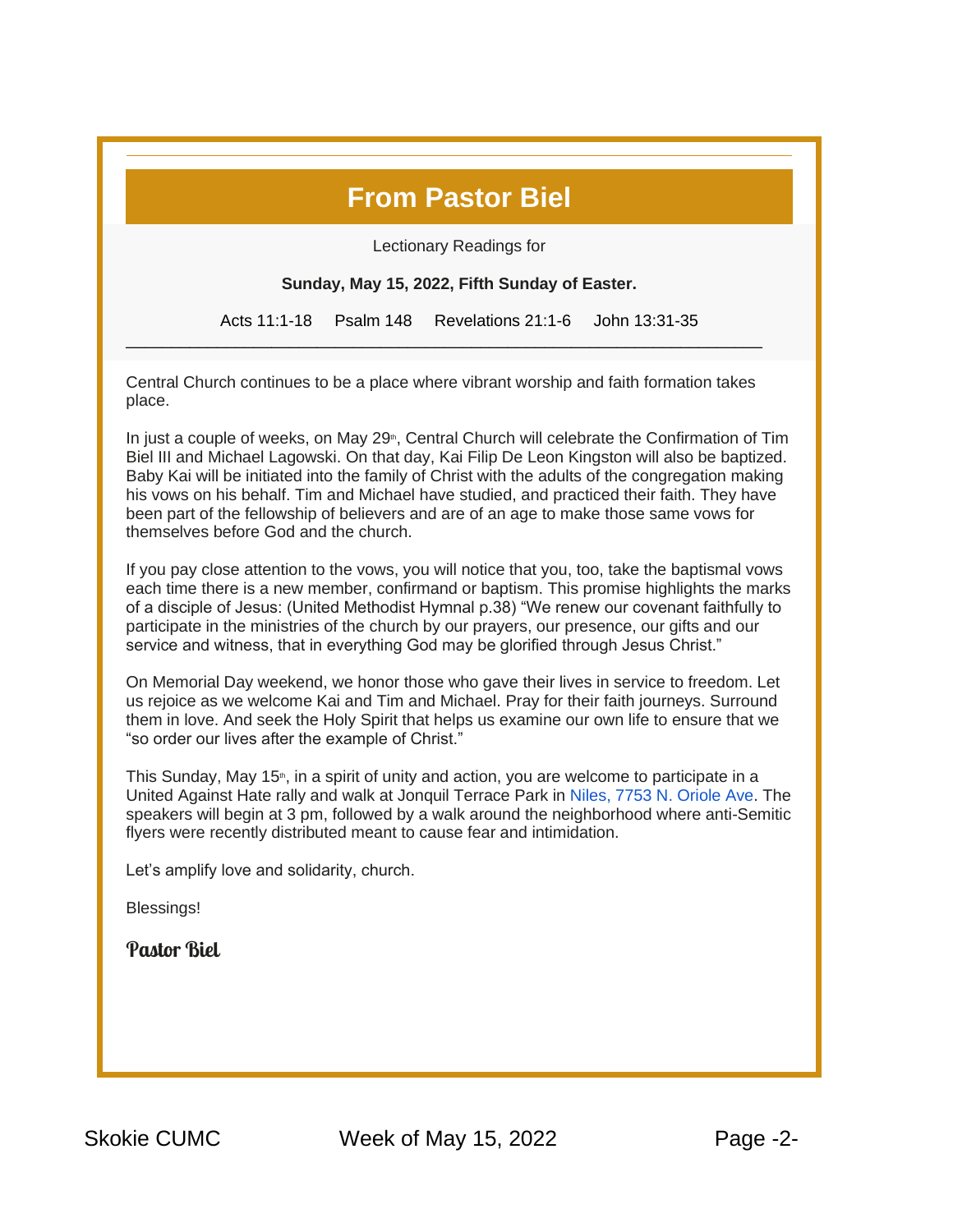# From Pastor Biel

Lectionary Readings for

**Sunday, May 15, 2022, Fifth Sunday of Easter.**

Acts 11:1-18 Psalm 148 Revelations 21:1-6 John 13:31-35

---

Central Church continues to be a place where vibrant worship and faith formation takes place.

In just a couple of weeks, on May 29th, Central Church will celebrate the Confirmation of Tim Biel III and Michael Lagowski. On that day, Kai Filip De Leon Kingston will also be baptized. Baby Kai will be initiated into the family of Christ with the adults of the congregation making his vows on his behalf. Tim and Michael have studied, and practiced their faith. They have been part of the fellowship of believers and are of an age to make those same vows for themselves before God and the church.

If you pay close attention to the vows, you will notice that you, too, take the baptismal vows each time there is a new member, confirmand or baptism. This promise highlights the marks of a disciple of Jesus: (United Methodist Hymnal p.38) "We renew our covenant faithfully to participate in the ministries of the church by our prayers, our presence, our gifts and our service and witness, that in everything God may be glorified through Jesus Christ."

On Memorial Day weekend, we honor those who gave their lives in service to freedom. Let us rejoice as we welcome Kai and Tim and Michael. Pray for their faith journeys. Surround them in love. And seek the Holy Spirit that helps us examine our own life to ensure that we "so order our lives after the example of Christ."

This Sunday, May 15th, in a spirit of unity and action, you are welcome to participate in a United Against Hate rally and walk at Jonquil Terrace Park in Niles, 7753 N. Oriole Ave. The speakers will begin at 3 pm, followed by a walk around the neighborhood where anti-Semitic flyers were recently distributed meant to cause fear and intimidation.

Let's amplify love and solidarity, church.

Blessings!

*Pastor Biel*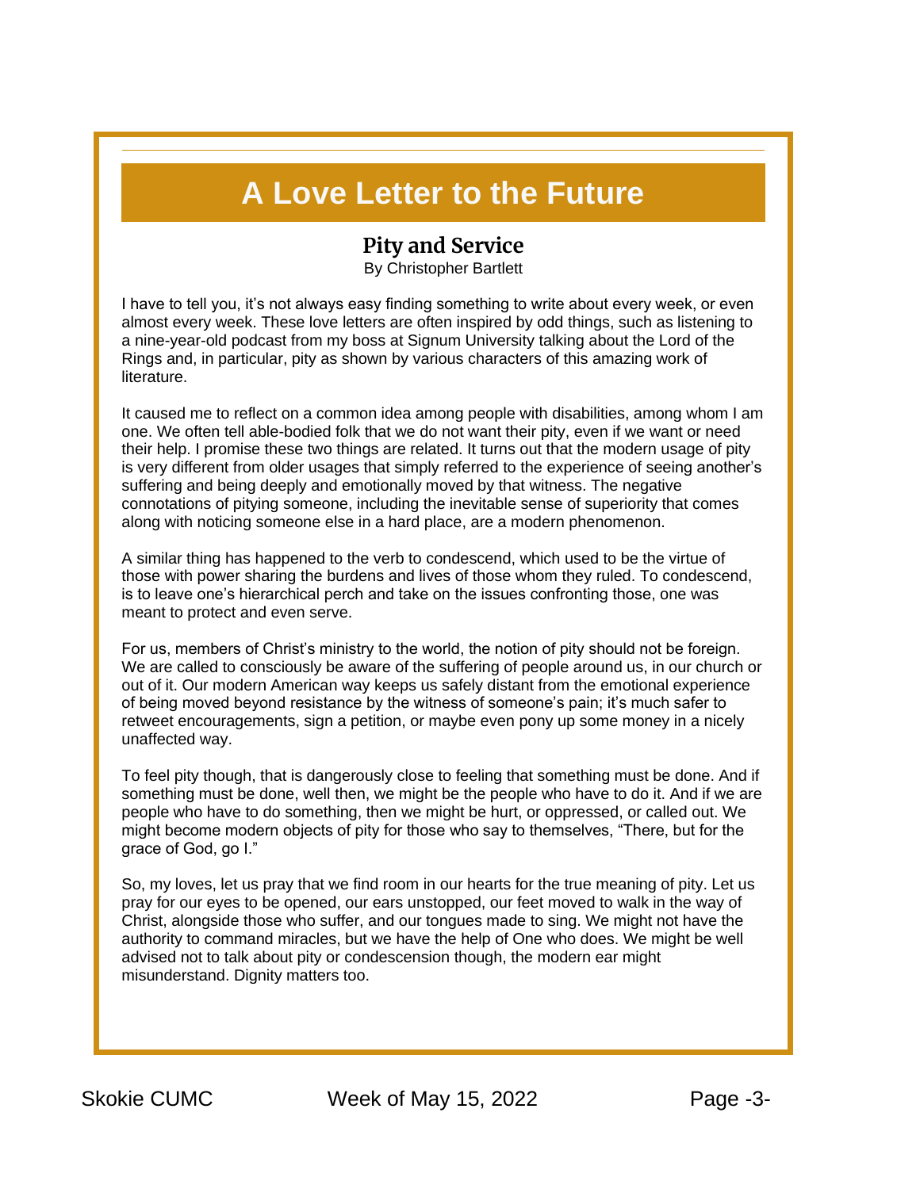# A Love Letter to the Future

## Pity and Service

By Christopher Bartlett

I have to tell you, it's not always easy finding something to write about every week, or even almost every week. These love letters are often inspired by odd things, such as listening to a nine-year-old podcast from my boss at Signum University talking about the Lord of the Rings and, in particular, pity as shown by various characters of this amazing work of literature.

It caused me to reflect on a common idea among people with disabilities, among whom I am one. We often tell able-bodied folk that we do not want their pity, even if we want or need their help. I promise these two things are related. It turns out that the modern usage of pity is very different from older usages that simply referred to the experience of seeing another's suffering and being deeply and emotionally moved by that witness. The negative connotations of pitying someone, including the inevitable sense of superiority that comes along with noticing someone else in a hard place, are a modern phenomenon.

A similar thing has happened to the verb to condescend, which used to be the virtue of those with power sharing the burdens and lives of those whom they ruled. To condescend, is to leave one's hierarchical perch and take on the issues confronting those, one was meant to protect and even serve.

For us, members of Christ's ministry to the world, the notion of pity should not be foreign. We are called to consciously be aware of the suffering of people around us, in our church or out of it. Our modern American way keeps us safely distant from the emotional experience of being moved beyond resistance by the witness of someone's pain; it's much safer to retweet encouragements, sign a petition, or maybe even pony up some money in a nicely unaffected way.

To feel pity though, that is dangerously close to feeling that something must be done. And if something must be done, well then, we might be the people who have to do it. And if we are people who have to do something, then we might be hurt, or oppressed, or called out. We might become modern objects of pity for those who say to themselves, "There, but for the grace of God, go I."

So, my loves, let us pray that we find room in our hearts for the true meaning of pity. Let us pray for our eyes to be opened, our ears unstopped, our feet moved to walk in the way of Christ, alongside those who suffer, and our tongues made to sing. We might not have the authority to command miracles, but we have the help of One who does. We might be well advised not to talk about pity or condescension though, the modern ear might misunderstand. Dignity matters too.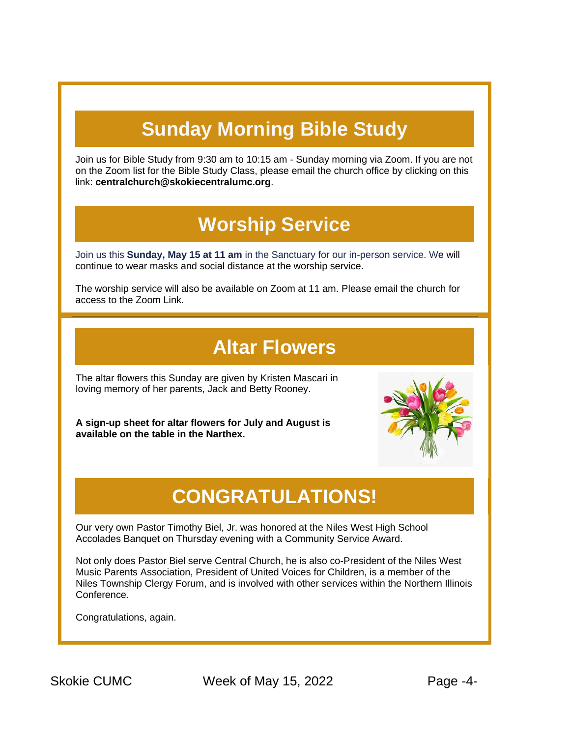## Sunday Morning Bible Study

Join us for Bible Study from 9:30 am to 10:15 am - Sunday morning via Zoom. If you are not on the Zoom list for the Bible Study Class, please email the church office by clicking on this link: **centralchurch@skokiecentralumc.org**.

## Worship Service

Join us this **Sunday, May 15 at 11 am** in the Sanctuary for our in-person service. We will continue to wear masks and social distance at the worship service.

The worship service will also be available on Zoom at 11 am. Please email the church for access to the Zoom Link.

## Altar Flowers

The altar flowers this Sunday are given by Kristen Mascari in loving memory of her parents, Jack and Betty Rooney.

**A sign-up sheet for altar flowers for July and August is available on the table in the Narthex.**

## CONGRATULATIONS!

Our very own Pastor Timothy Biel, Jr. was honored at the Niles West High School Accolades Banquet on Thursday evening with a Community Service Award.

Not only does Pastor Biel serve Central Church, he is also co-President of the Niles West Music Parents Association, President of United Voices for Children, is a member of the Niles Township Clergy Forum, and is involved with other services within the Northern Illinois Conference.

Congratulations, again.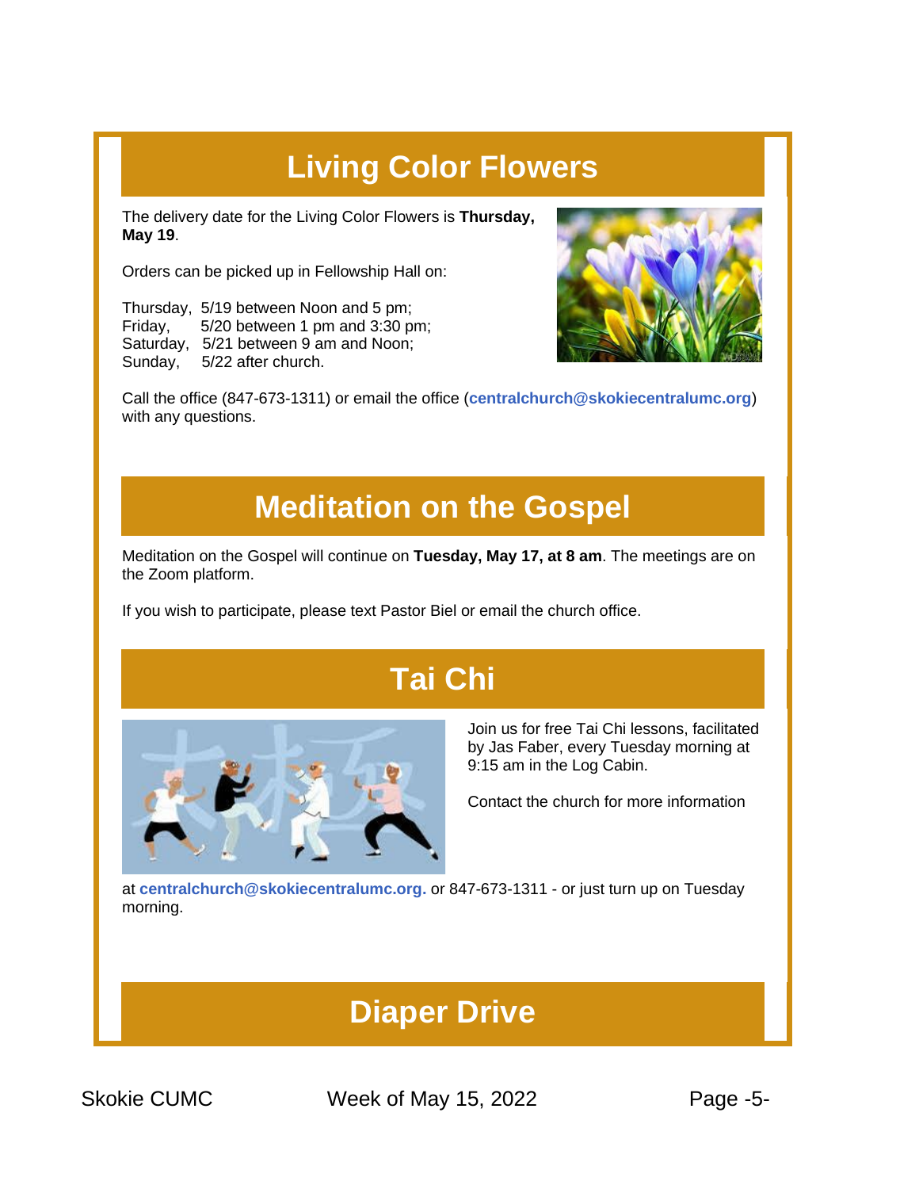# Living Color Flowers

The delivery date for the Living Color Flowers is **Thursday, May 19**.

Orders can be picked up in Fellowship Hall on:

Thursday, 5/19 between Noon and 5 pm;
Friday, 5/20 between 1 pm and 3:30 pm;
Saturday, 5/21 between 9 am and Noon;
Sunday, 5/22 after church.

Call the office (847-673-1311) or email the office (**centralchurch@skokiecentralumc.org**) with any questions.

# Meditation on the Gospel

Meditation on the Gospel will continue on **Tuesday, May 17, at 8 am**. The meetings are on the Zoom platform.

If you wish to participate, please text Pastor Biel or email the church office.

# Tai Chi

Join us for free Tai Chi lessons, facilitated by Jas Faber, every Tuesday morning at 9:15 am in the Log Cabin.

Contact the church for more information at **centralchurch@skokiecentralumc.org.** or 847-673-1311 - or just turn up on Tuesday morning.

# Diaper Drive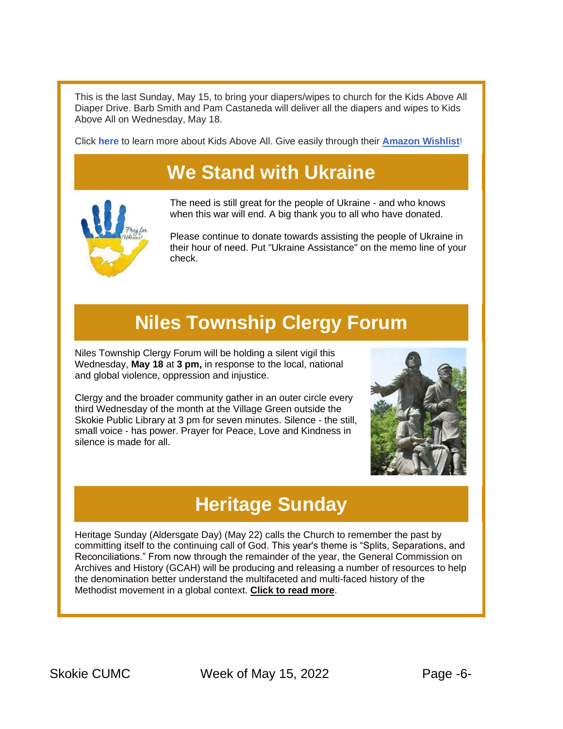This is the last Sunday, May 15, to bring your diapers/wipes to church for the Kids Above All Diaper Drive. Barb Smith and Pam Castaneda will deliver all the diapers and wipes to Kids Above All on Wednesday, May 18.

Click **here** to learn more about Kids Above All. Give easily through their **Amazon Wishlist**!

# We Stand with Ukraine

The need is still great for the people of Ukraine - and who knows when this war will end. A big thank you to all who have donated.

Please continue to donate towards assisting the people of Ukraine in their hour of need. Put "Ukraine Assistance" on the memo line of your check.

# Niles Township Clergy Forum

Niles Township Clergy Forum will be holding a silent vigil this Wednesday, **May 18** at **3 pm,** in response to the local, national and global violence, oppression and injustice.

Clergy and the broader community gather in an outer circle every third Wednesday of the month at the Village Green outside the Skokie Public Library at 3 pm for seven minutes. Silence - the still, small voice - has power. Prayer for Peace, Love and Kindness in silence is made for all.

# Heritage Sunday

Heritage Sunday (Aldersgate Day) (May 22) calls the Church to remember the past by committing itself to the continuing call of God. This year's theme is "Splits, Separations, and Reconciliations." From now through the remainder of the year, the General Commission on Archives and History (GCAH) will be producing and releasing a number of resources to help the denomination better understand the multifaceted and multi-faced history of the Methodist movement in a global context. **Click to read more**.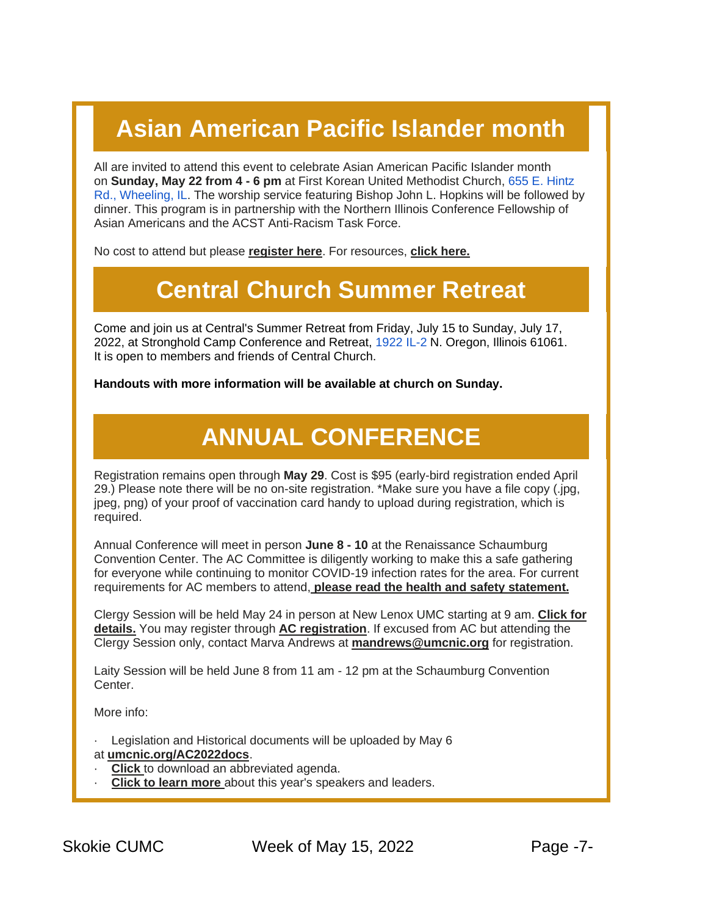## Asian American Pacific Islander month

All are invited to attend this event to celebrate Asian American Pacific Islander month on **Sunday, May 22 from 4 - 6 pm** at First Korean United Methodist Church, 655 E. Hintz Rd., Wheeling, IL. The worship service featuring Bishop John L. Hopkins will be followed by dinner. This program is in partnership with the Northern Illinois Conference Fellowship of Asian Americans and the ACST Anti-Racism Task Force.

No cost to attend but please **register here**. For resources, **click here.**

## Central Church Summer Retreat

Come and join us at Central's Summer Retreat from Friday, July 15 to Sunday, July 17, 2022, at Stronghold Camp Conference and Retreat, 1922 IL-2 N. Oregon, Illinois 61061. It is open to members and friends of Central Church.

**Handouts with more information will be available at church on Sunday.**

## ANNUAL CONFERENCE

Registration remains open through **May 29**. Cost is $95 (early-bird registration ended April 29.) Please note there will be no on-site registration. *Make sure you have a file copy (.jpg, jpeg, png) of your proof of vaccination card handy to upload during registration, which is required.

Annual Conference will meet in person **June 8 - 10** at the Renaissance Schaumburg Convention Center. The AC Committee is diligently working to make this a safe gathering for everyone while continuing to monitor COVID-19 infection rates for the area. For current requirements for AC members to attend, **please read the health and safety statement.**

Clergy Session will be held May 24 in person at New Lenox UMC starting at 9 am. **Click for details.** You may register through **AC registration**. If excused from AC but attending the Clergy Session only, contact Marva Andrews at **mandrews@umcnic.org** for registration.

Laity Session will be held June 8 from 11 am - 12 pm at the Schaumburg Convention Center.

More info:

- Legislation and Historical documents will be uploaded by May 6 at **umcnic.org/AC2022docs**.
- **Click** to download an abbreviated agenda.
- **Click to learn more** about this year's speakers and leaders.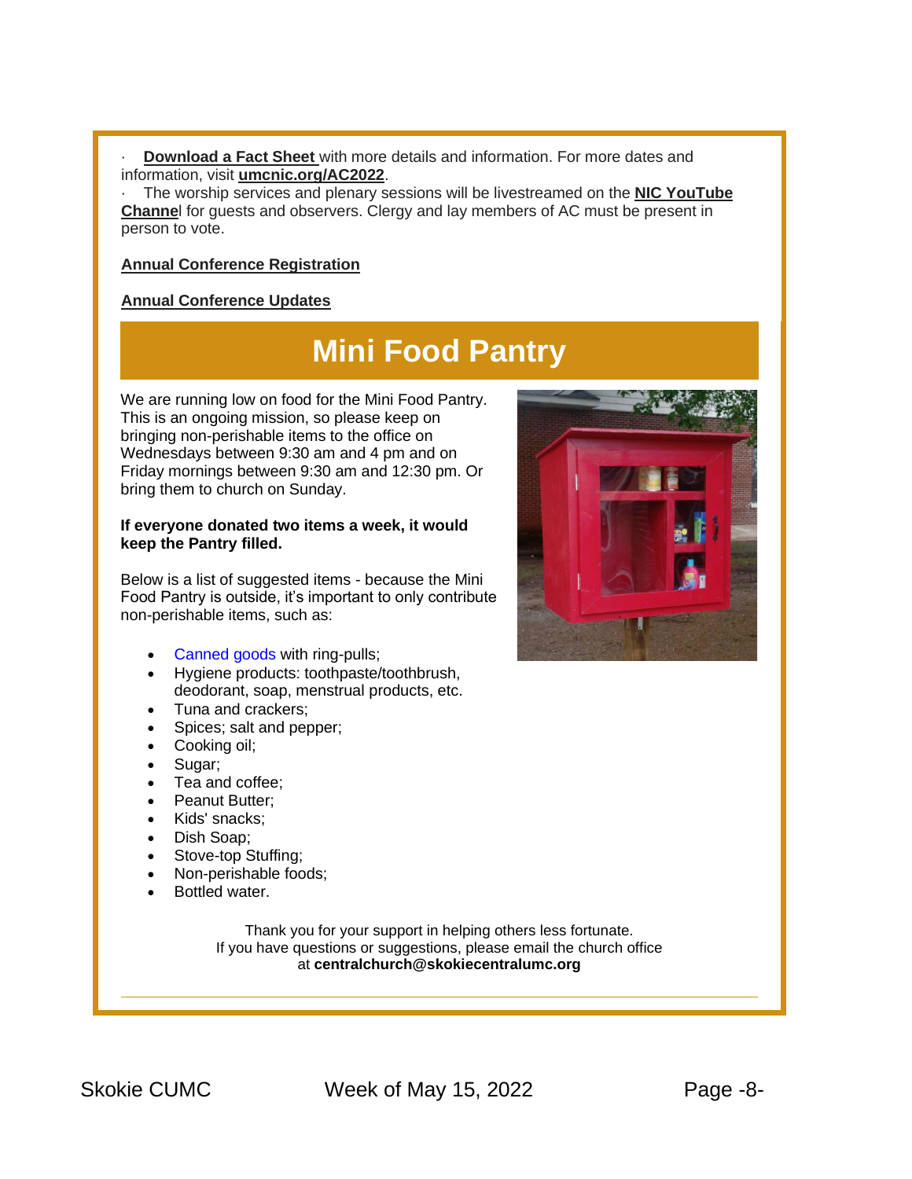· **Download a Fact Sheet** with more details and information. For more dates and information, visit **umcnic.org/AC2022**.

· The worship services and plenary sessions will be livestreamed on the **NIC YouTube Channel** for guests and observers. Clergy and lay members of AC must be present in person to vote.

**Annual Conference Registration**

**Annual Conference Updates**

# Mini Food Pantry

We are running low on food for the Mini Food Pantry. This is an ongoing mission, so please keep on bringing non-perishable items to the office on Wednesdays between 9:30 am and 4 pm and on Friday mornings between 9:30 am and 12:30 pm. Or bring them to church on Sunday.

**If everyone donated two items a week, it would keep the Pantry filled.**

Below is a list of suggested items - because the Mini Food Pantry is outside, it's important to only contribute non-perishable items, such as:

- Canned goods with ring-pulls;
- Hygiene products: toothpaste/toothbrush, deodorant, soap, menstrual products, etc.
- Tuna and crackers;
- Spices; salt and pepper;
- Cooking oil;
- Sugar;
- Tea and coffee;
- Peanut Butter;
- Kids' snacks;
- Dish Soap;
- Stove-top Stuffing;
- Non-perishable foods;
- Bottled water.

Thank you for your support in helping others less fortunate.
If you have questions or suggestions, please email the church office at **centralchurch@skokiecentralumc.org**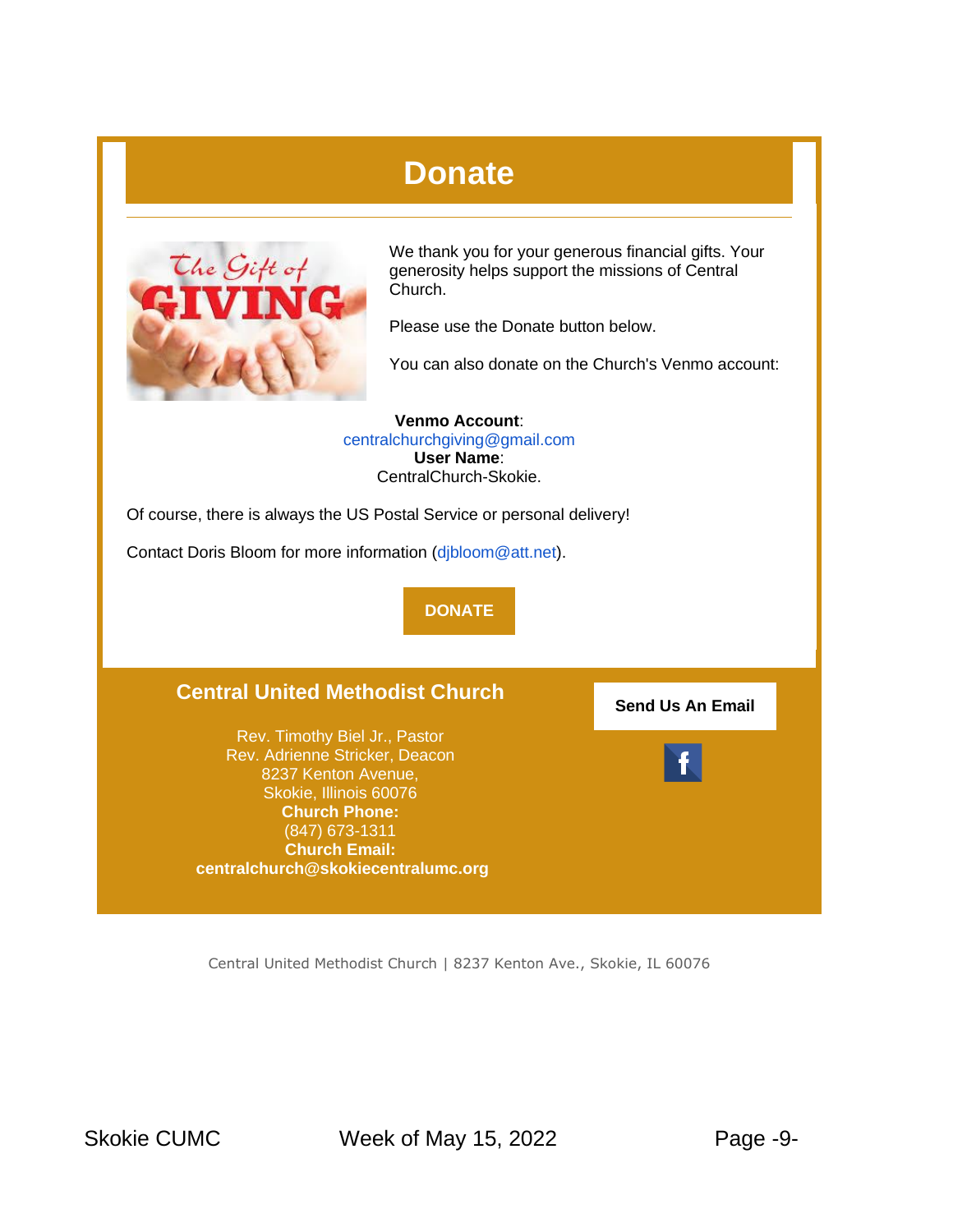# Donate

We thank you for your generous financial gifts. Your generosity helps support the missions of Central Church.

Please use the Donate button below.

You can also donate on the Church's Venmo account:

**Venmo Account**:
centralchurchgiving@gmail.com
**User Name**:
CentralChurch-Skokie.

Of course, there is always the US Postal Service or personal delivery!

Contact Doris Bloom for more information (djbloom@att.net).

**DONATE**

## Central United Methodist Church

Rev. Timothy Biel Jr., Pastor
Rev. Adrienne Stricker, Deacon
8237 Kenton Avenue,
Skokie, Illinois 60076
**Church Phone:**
(847) 673-1311
**Church Email:**
**centralchurch@skokiecentralumc.org**

**Send Us An Email**

Central United Methodist Church | 8237 Kenton Ave., Skokie, IL 60076